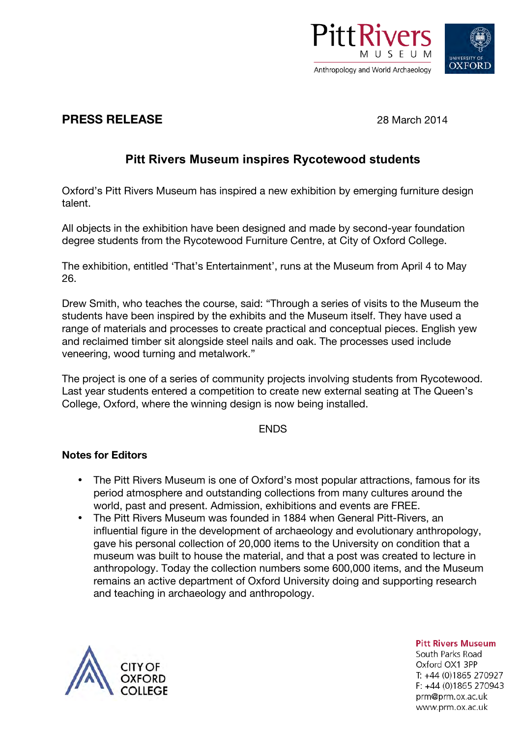Pitt Rivers MUSEUM
Anthropology and World Archaeology

UNIVERSITY OF OXFORD

**PRESS RELEASE**

28 March 2014

## Pitt Rivers Museum inspires Rycotewood students

Oxford's Pitt Rivers Museum has inspired a new exhibition by emerging furniture design talent.

All objects in the exhibition have been designed and made by second-year foundation degree students from the Rycotewood Furniture Centre, at City of Oxford College.

The exhibition, entitled 'That's Entertainment', runs at the Museum from April 4 to May 26.

Drew Smith, who teaches the course, said: "Through a series of visits to the Museum the students have been inspired by the exhibits and the Museum itself. They have used a range of materials and processes to create practical and conceptual pieces. English yew and reclaimed timber sit alongside steel nails and oak. The processes used include veneering, wood turning and metalwork."

The project is one of a series of community projects involving students from Rycotewood. Last year students entered a competition to create new external seating at The Queen's College, Oxford, where the winning design is now being installed.

ENDS

**Notes for Editors**

- The Pitt Rivers Museum is one of Oxford's most popular attractions, famous for its period atmosphere and outstanding collections from many cultures around the world, past and present. Admission, exhibitions and events are FREE.
- The Pitt Rivers Museum was founded in 1884 when General Pitt-Rivers, an influential figure in the development of archaeology and evolutionary anthropology, gave his personal collection of 20,000 items to the University on condition that a museum was built to house the material, and that a post was created to lecture in anthropology. Today the collection numbers some 600,000 items, and the Museum remains an active department of Oxford University doing and supporting research and teaching in archaeology and anthropology.

CITY OF OXFORD COLLEGE

**Pitt Rivers Museum**
South Parks Road
Oxford OX1 3PP
T: +44 (0)1865 270927
F: +44 (0)1865 270943
prm@prm.ox.ac.uk
www.prm.ox.ac.uk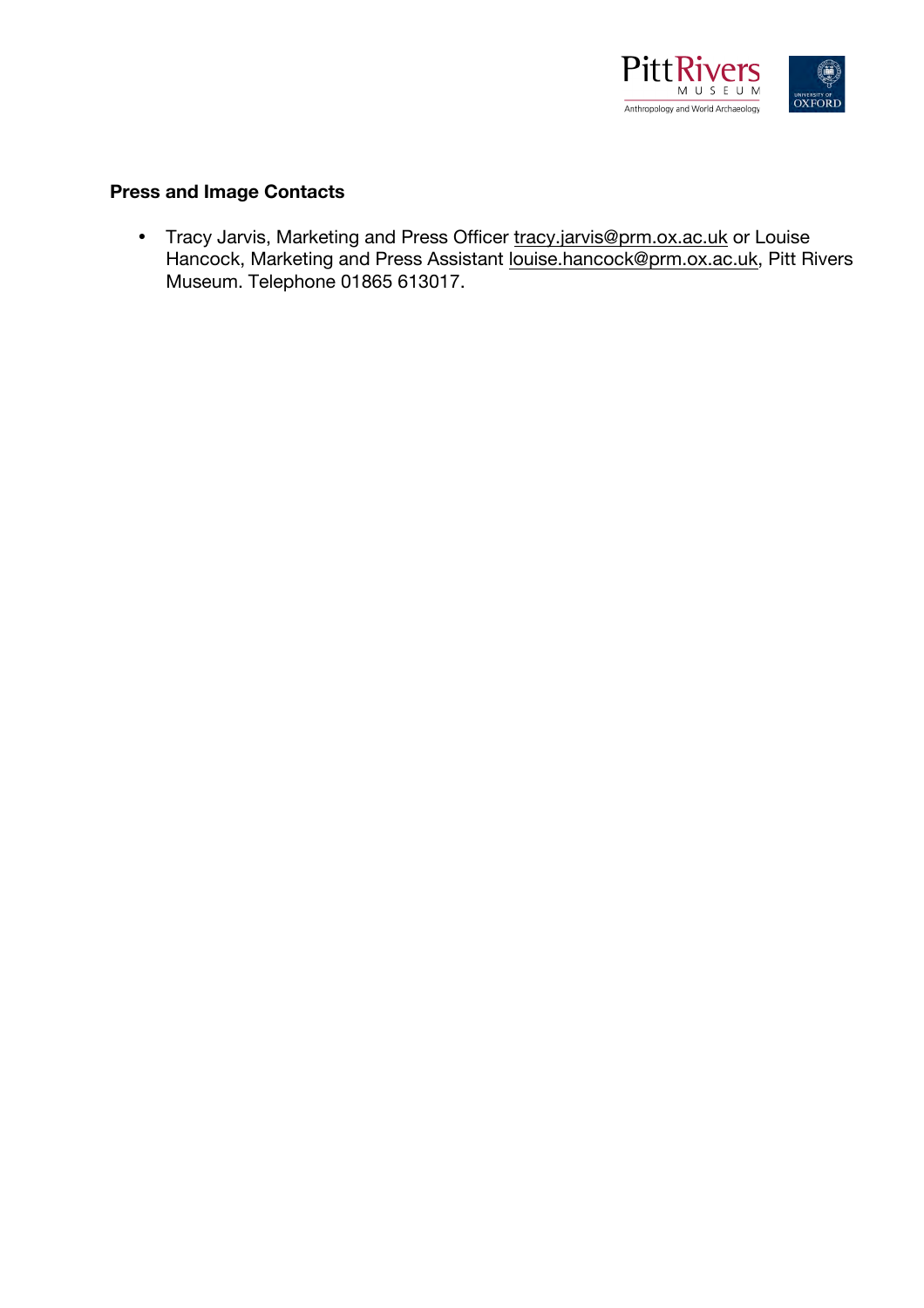**Press and Image Contacts**

- Tracy Jarvis, Marketing and Press Officer tracy.jarvis@prm.ox.ac.uk or Louise Hancock, Marketing and Press Assistant louise.hancock@prm.ox.ac.uk, Pitt Rivers Museum. Telephone 01865 613017.